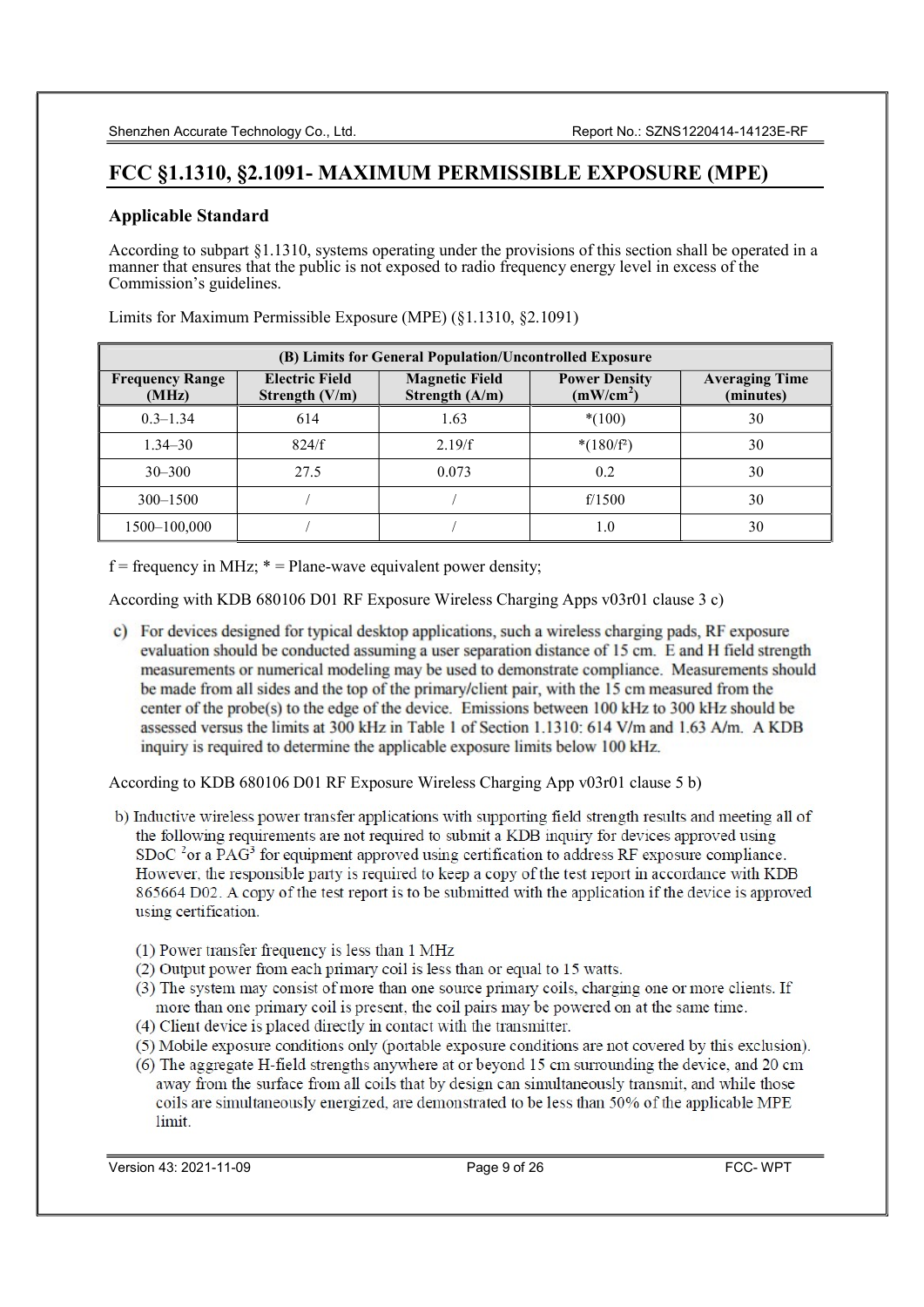## FCC §1.1310, §2.1091- MAXIMUM PERMISSIBLE EXPOSURE (MPE)

### Applicable Standard

According to subpart §1.1310, systems operating under the provisions of this section shall be operated in a manner that ensures that the public is not exposed to radio frequency energy level in excess of the Commission's guidelines.

Limits for Maximum Permissible Exposure (MPE) (§1.1310, §2.1091)

| (B) Limits for General Population/Uncontrolled Exposure | | | | |
|---|---|---|---|---|
| Frequency Range (MHz) | Electric Field Strength (V/m) | Magnetic Field Strength (A/m) | Power Density ($mW/cm^2$) | Averaging Time (minutes) |
| 0.3–1.34 | 614 | 1.63 | *(100) | 30 |
| 1.34–30 | 824/f | 2.19/f | *($180/f^2$) | 30 |
| 30–300 | 27.5 | 0.073 | 0.2 | 30 |
| 300–1500 | / | / | f/1500 | 30 |
| 1500–100,000 | / | / | 1.0 | 30 |

f = frequency in MHz; * = Plane-wave equivalent power density;

According with KDB 680106 D01 RF Exposure Wireless Charging Apps v03r01 clause 3 c)

c) For devices designed for typical desktop applications, such a wireless charging pads, RF exposure evaluation should be conducted assuming a user separation distance of 15 cm. E and H field strength measurements or numerical modeling may be used to demonstrate compliance. Measurements should be made from all sides and the top of the primary/client pair, with the 15 cm measured from the center of the probe(s) to the edge of the device. Emissions between 100 kHz to 300 kHz should be assessed versus the limits at 300 kHz in Table 1 of Section 1.1310: 614 V/m and 1.63 A/m. A KDB inquiry is required to determine the applicable exposure limits below 100 kHz.

According to KDB 680106 D01 RF Exposure Wireless Charging App v03r01 clause 5 b)

b) Inductive wireless power transfer applications with supporting field strength results and meeting all of the following requirements are not required to submit a KDB inquiry for devices approved using SDoC [2] or a PAG[3] for equipment approved using certification to address RF exposure compliance. However, the responsible party is required to keep a copy of the test report in accordance with KDB 865664 D02. A copy of the test report is to be submitted with the application if the device is approved using certification.

(1) Power transfer frequency is less than 1 MHz
(2) Output power from each primary coil is less than or equal to 15 watts.
(3) The system may consist of more than one source primary coils, charging one or more clients. If more than one primary coil is present, the coil pairs may be powered on at the same time.
(4) Client device is placed directly in contact with the transmitter.
(5) Mobile exposure conditions only (portable exposure conditions are not covered by this exclusion).
(6) The aggregate H-field strengths anywhere at or beyond 15 cm surrounding the device, and 20 cm away from the surface from all coils that by design can simultaneously transmit, and while those coils are simultaneously energized, are demonstrated to be less than 50% of the applicable MPE limit.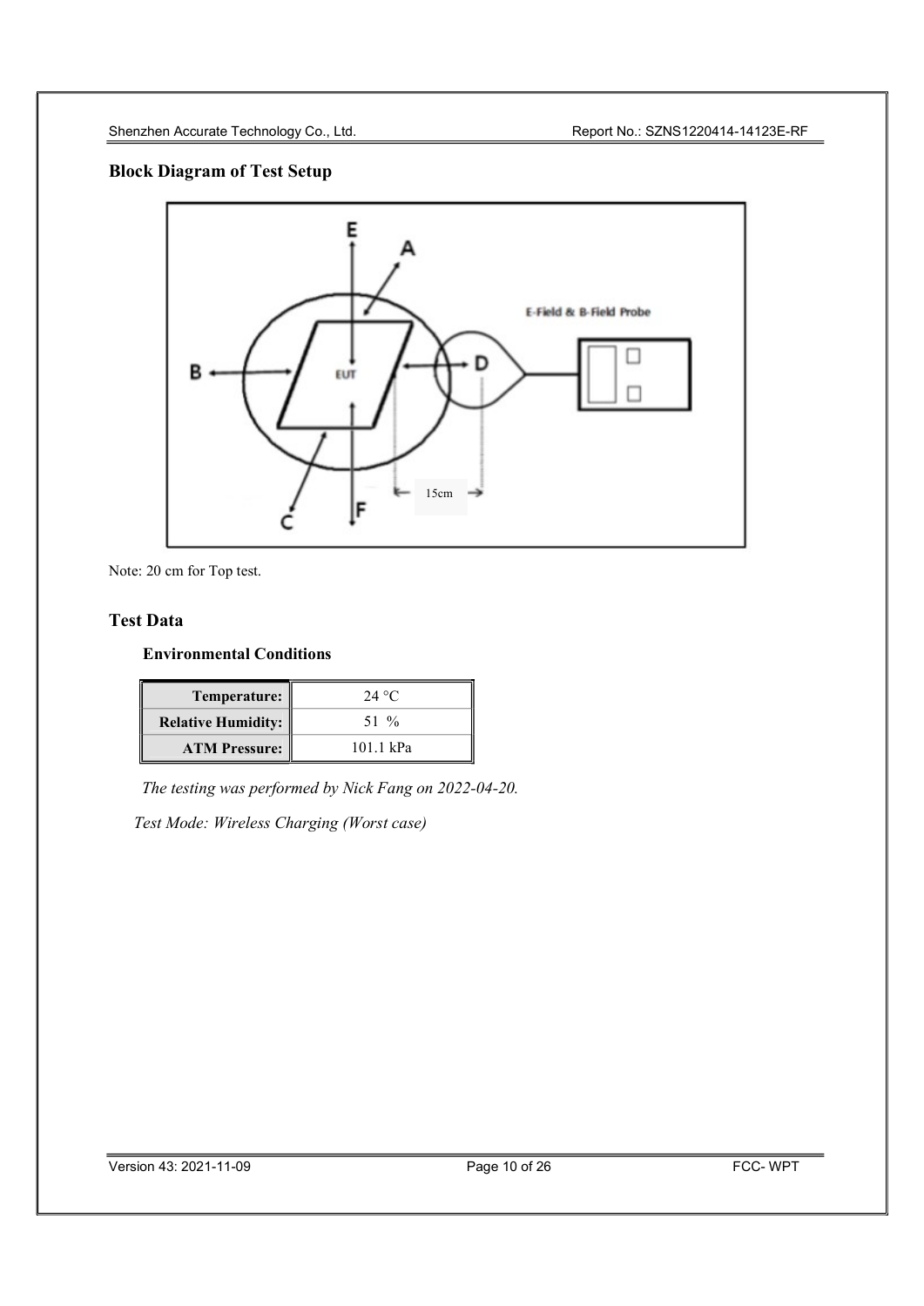## Block Diagram of Test Setup

Note: 20 cm for Top test.

## Test Data

### Environmental Conditions

| Temperature: | 24 °C |
|---|---|
| Relative Humidity: | 51 % |
| ATM Pressure: | 101.1 kPa |

*The testing was performed by Nick Fang on 2022-04-20.*

*Test Mode: Wireless Charging (Worst case)*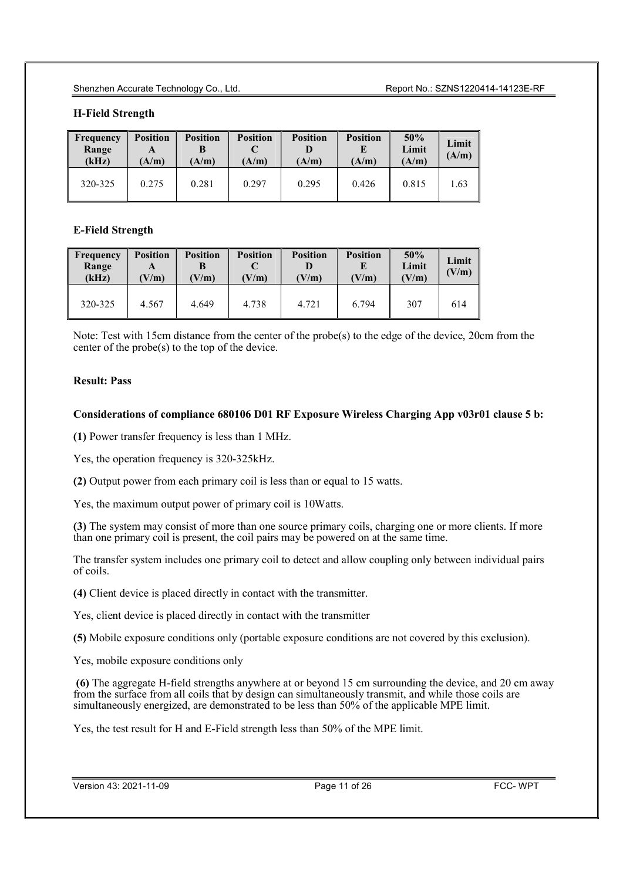**H-Field Strength**

| Frequency Range (kHz) | Position A (A/m) | Position B (A/m) | Position C (A/m) | Position D (A/m) | Position E (A/m) | 50% Limit (A/m) | Limit (A/m) |
|---|---|---|---|---|---|---|---|
| 320-325 | 0.275 | 0.281 | 0.297 | 0.295 | 0.426 | 0.815 | 1.63 |

**E-Field Strength**

| Frequency Range (kHz) | Position A (V/m) | Position B (V/m) | Position C (V/m) | Position D (V/m) | Position E (V/m) | 50% Limit (V/m) | Limit (V/m) |
|---|---|---|---|---|---|---|---|
| 320-325 | 4.567 | 4.649 | 4.738 | 4.721 | 6.794 | 307 | 614 |

Note: Test with 15cm distance from the center of the probe(s) to the edge of the device, 20cm from the center of the probe(s) to the top of the device.

**Result: Pass**

**Considerations of compliance 680106 D01 RF Exposure Wireless Charging App v03r01 clause 5 b:**

**(1)** Power transfer frequency is less than 1 MHz.

Yes, the operation frequency is 320-325kHz.

**(2)** Output power from each primary coil is less than or equal to 15 watts.

Yes, the maximum output power of primary coil is 10Watts.

**(3)** The system may consist of more than one source primary coils, charging one or more clients. If more than one primary coil is present, the coil pairs may be powered on at the same time.

The transfer system includes one primary coil to detect and allow coupling only between individual pairs of coils.

**(4)** Client device is placed directly in contact with the transmitter.

Yes, client device is placed directly in contact with the transmitter

**(5)** Mobile exposure conditions only (portable exposure conditions are not covered by this exclusion).

Yes, mobile exposure conditions only

**(6)** The aggregate H-field strengths anywhere at or beyond 15 cm surrounding the device, and 20 cm away from the surface from all coils that by design can simultaneously transmit, and while those coils are simultaneously energized, are demonstrated to be less than 50% of the applicable MPE limit.

Yes, the test result for H and E-Field strength less than 50% of the MPE limit.